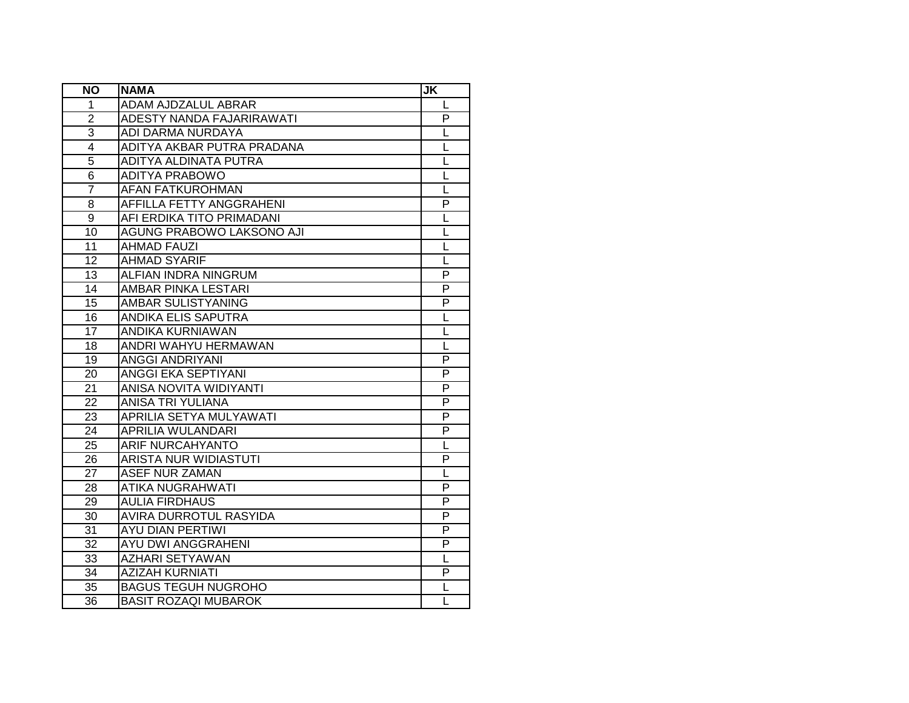| NO | NAMA | JK |
|---|---|---|
| 1 | ADAM AJDZALUL ABRAR | L |
| 2 | ADESTY NANDA FAJARIRAWATI | P |
| 3 | ADI DARMA NURDAYA | L |
| 4 | ADITYA AKBAR PUTRA PRADANA | L |
| 5 | ADITYA ALDINATA PUTRA | L |
| 6 | ADITYA PRABOWO | L |
| 7 | AFAN FATKUROHMAN | L |
| 8 | AFFILLA FETTY ANGGRAHENI | P |
| 9 | AFI ERDIKA TITO PRIMADANI | L |
| 10 | AGUNG PRABOWO LAKSONO AJI | L |
| 11 | AHMAD FAUZI | L |
| 12 | AHMAD SYARIF | L |
| 13 | ALFIAN INDRA NINGRUM | P |
| 14 | AMBAR PINKA LESTARI | P |
| 15 | AMBAR SULISTYANING | P |
| 16 | ANDIKA ELIS SAPUTRA | L |
| 17 | ANDIKA KURNIAWAN | L |
| 18 | ANDRI WAHYU HERMAWAN | L |
| 19 | ANGGI ANDRIYANI | P |
| 20 | ANGGI EKA SEPTIYANI | P |
| 21 | ANISA NOVITA WIDIYANTI | P |
| 22 | ANISA TRI YULIANA | P |
| 23 | APRILIA SETYA MULYAWATI | P |
| 24 | APRILIA WULANDARI | P |
| 25 | ARIF NURCAHYANTO | L |
| 26 | ARISTA NUR WIDIASTUTI | P |
| 27 | ASEF NUR ZAMAN | L |
| 28 | ATIKA NUGRAHWATI | P |
| 29 | AULIA FIRDHAUS | P |
| 30 | AVIRA DURROTUL RASYIDA | P |
| 31 | AYU DIAN PERTIWI | P |
| 32 | AYU DWI ANGGRAHENI | P |
| 33 | AZHARI SETYAWAN | L |
| 34 | AZIZAH KURNIATI | P |
| 35 | BAGUS TEGUH NUGROHO | L |
| 36 | BASIT ROZAQI MUBAROK | L |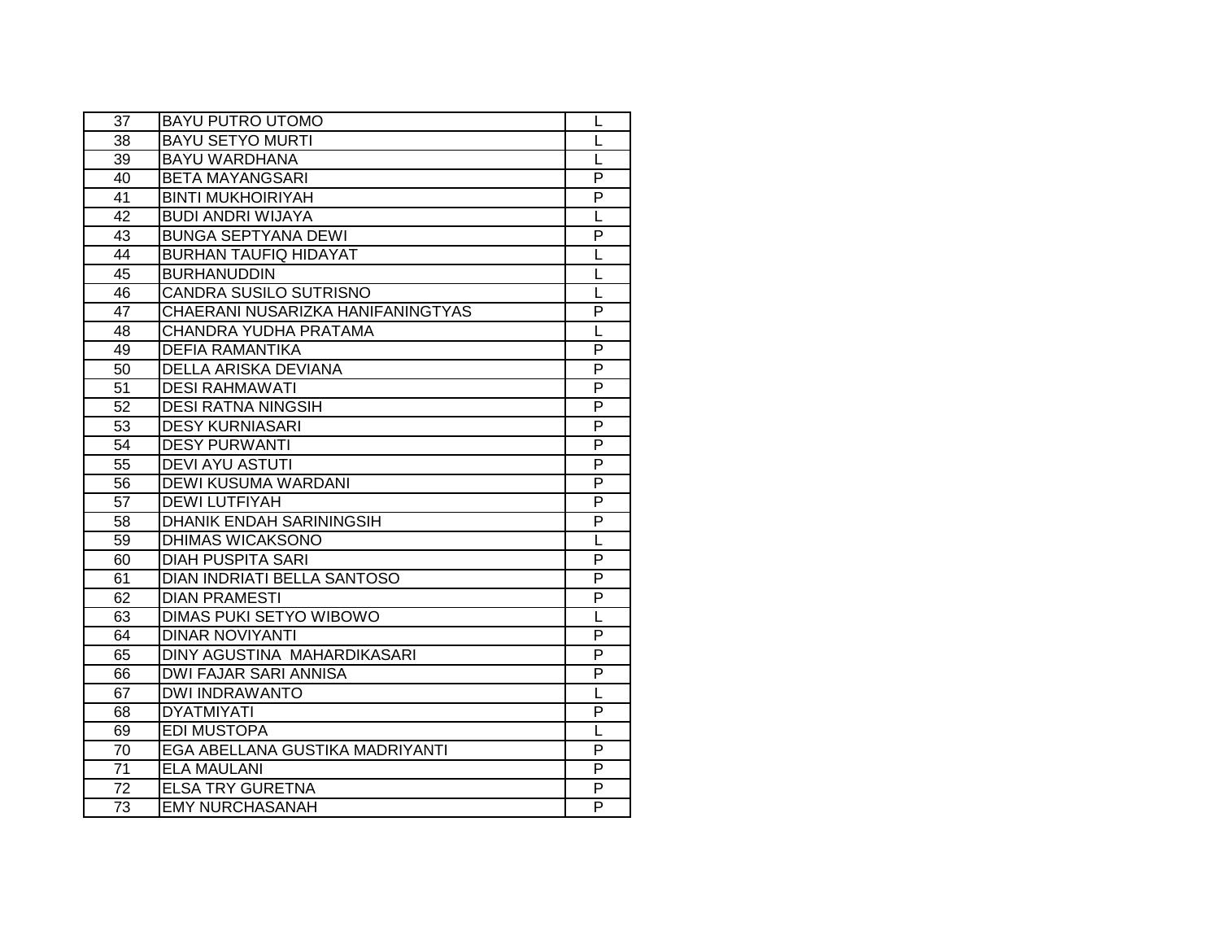| 37 | BAYU PUTRO UTOMO | L |
|---|---|---|
| 38 | BAYU SETYO MURTI | L |
| 39 | BAYU WARDHANA | L |
| 40 | BETA MAYANGSARI | P |
| 41 | BINTI MUKHOIRIYAH | P |
| 42 | BUDI ANDRI WIJAYA | L |
| 43 | BUNGA SEPTYANA DEWI | P |
| 44 | BURHAN TAUFIQ HIDAYAT | L |
| 45 | BURHANUDDIN | L |
| 46 | CANDRA SUSILO SUTRISNO | L |
| 47 | CHAERANI NUSARIZKA HANIFANINGTYAS | P |
| 48 | CHANDRA YUDHA PRATAMA | L |
| 49 | DEFIA RAMANTIKA | P |
| 50 | DELLA ARISKA DEVIANA | P |
| 51 | DESI RAHMAWATI | P |
| 52 | DESI RATNA NINGSIH | P |
| 53 | DESY KURNIASARI | P |
| 54 | DESY PURWANTI | P |
| 55 | DEVI AYU ASTUTI | P |
| 56 | DEWI KUSUMA WARDANI | P |
| 57 | DEWI LUTFIYAH | P |
| 58 | DHANIK ENDAH SARININGSIH | P |
| 59 | DHIMAS WICAKSONO | L |
| 60 | DIAH PUSPITA SARI | P |
| 61 | DIAN INDRIATI BELLA SANTOSO | P |
| 62 | DIAN PRAMESTI | P |
| 63 | DIMAS PUKI SETYO WIBOWO | L |
| 64 | DINAR NOVIYANTI | P |
| 65 | DINY AGUSTINA MAHARDIKASARI | P |
| 66 | DWI FAJAR SARI ANNISA | P |
| 67 | DWI INDRAWANTO | L |
| 68 | DYATMIYATI | P |
| 69 | EDI MUSTOPA | L |
| 70 | EGA ABELLANA GUSTIKA MADRIYANTI | P |
| 71 | ELA MAULANI | P |
| 72 | ELSA TRY GURETNA | P |
| 73 | EMY NURCHASANAH | P |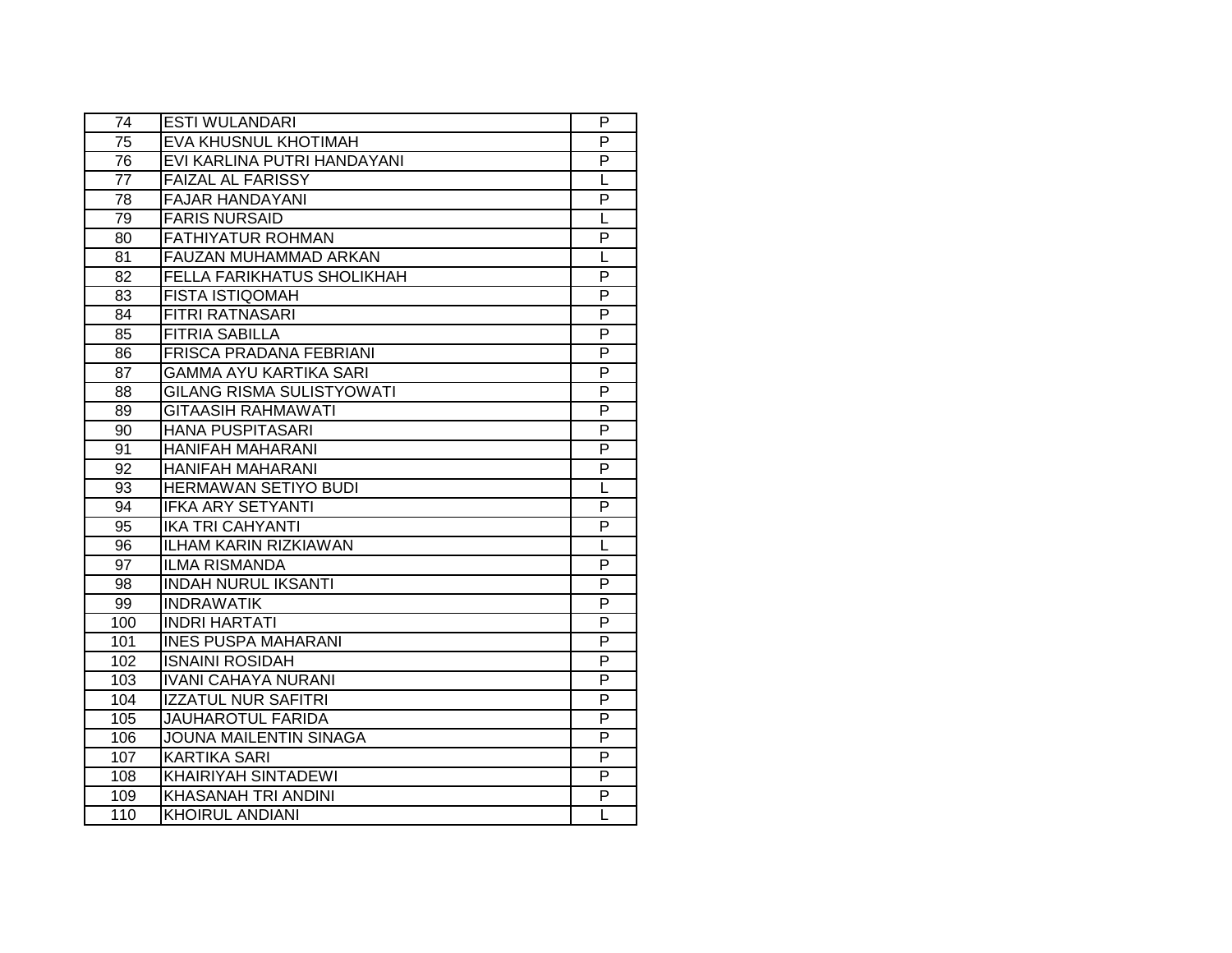| 74 | ESTI WULANDARI | P |
|---|---|---|
| 75 | EVA KHUSNUL KHOTIMAH | P |
| 76 | EVI KARLINA PUTRI HANDAYANI | P |
| 77 | FAIZAL AL FARISSY | L |
| 78 | FAJAR HANDAYANI | P |
| 79 | FARIS NURSAID | L |
| 80 | FATHIYATUR ROHMAN | P |
| 81 | FAUZAN MUHAMMAD ARKAN | L |
| 82 | FELLA FARIKHATUS SHOLIKHAH | P |
| 83 | FISTA ISTIQOMAH | P |
| 84 | FITRI RATNASARI | P |
| 85 | FITRIA SABILLA | P |
| 86 | FRISCA PRADANA FEBRIANI | P |
| 87 | GAMMA AYU KARTIKA SARI | P |
| 88 | GILANG RISMA SULISTYOWATI | P |
| 89 | GITAASIH RAHMAWATI | P |
| 90 | HANA PUSPITASARI | P |
| 91 | HANIFAH MAHARANI | P |
| 92 | HANIFAH MAHARANI | P |
| 93 | HERMAWAN SETIYO BUDI | L |
| 94 | IFKA ARY SETYANTI | P |
| 95 | IKA TRI CAHYANTI | P |
| 96 | ILHAM KARIN RIZKIAWAN | L |
| 97 | ILMA RISMANDA | P |
| 98 | INDAH NURUL IKSANTI | P |
| 99 | INDRAWATIK | P |
| 100 | INDRI HARTATI | P |
| 101 | INES PUSPA MAHARANI | P |
| 102 | ISNAINI ROSIDAH | P |
| 103 | IVANI CAHAYA NURANI | P |
| 104 | IZZATUL NUR SAFITRI | P |
| 105 | JAUHAROTUL FARIDA | P |
| 106 | JOUNA MAILENTIN SINAGA | P |
| 107 | KARTIKA SARI | P |
| 108 | KHAIRIYAH SINTADEWI | P |
| 109 | KHASANAH TRI ANDINI | P |
| 110 | KHOIRUL ANDIANI | L |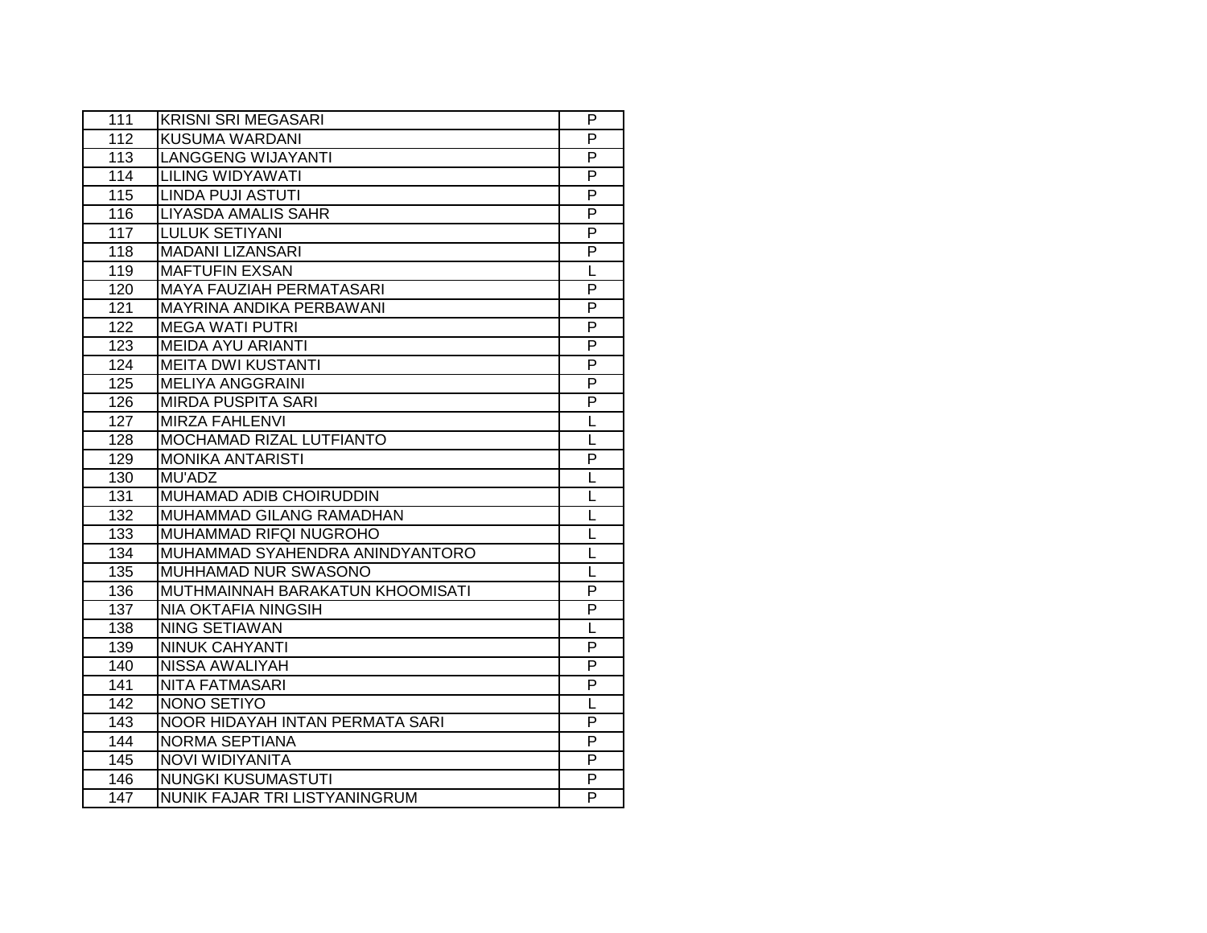| 111 | KRISNI SRI MEGASARI | P |
|---|---|---|
| 112 | KUSUMA WARDANI | P |
| 113 | LANGGENG WIJAYANTI | P |
| 114 | LILING WIDYAWATI | P |
| 115 | LINDA PUJI ASTUTI | P |
| 116 | LIYASDA AMALIS SAHR | P |
| 117 | LULUK SETIYANI | P |
| 118 | MADANI LIZANSARI | P |
| 119 | MAFTUFIN EXSAN | L |
| 120 | MAYA FAUZIAH PERMATASARI | P |
| 121 | MAYRINA ANDIKA PERBAWANI | P |
| 122 | MEGA WATI PUTRI | P |
| 123 | MEIDA AYU ARIANTI | P |
| 124 | MEITA DWI KUSTANTI | P |
| 125 | MELIYA ANGGRAINI | P |
| 126 | MIRDA PUSPITA SARI | P |
| 127 | MIRZA FAHLENVI | L |
| 128 | MOCHAMAD RIZAL LUTFIANTO | L |
| 129 | MONIKA ANTARISTI | P |
| 130 | MU'ADZ | L |
| 131 | MUHAMAD ADIB CHOIRUDDIN | L |
| 132 | MUHAMMAD GILANG RAMADHAN | L |
| 133 | MUHAMMAD RIFQI NUGROHO | L |
| 134 | MUHAMMAD SYAHENDRA ANINDYANTORO | L |
| 135 | MUHHAMAD NUR SWASONO | L |
| 136 | MUTHMAINNAH BARAKATUN KHOOMISATI | P |
| 137 | NIA OKTAFIA NINGSIH | P |
| 138 | NING SETIAWAN | L |
| 139 | NINUK CAHYANTI | P |
| 140 | NISSA AWALIYAH | P |
| 141 | NITA FATMASARI | P |
| 142 | NONO SETIYO | L |
| 143 | NOOR HIDAYAH INTAN PERMATA SARI | P |
| 144 | NORMA SEPTIANA | P |
| 145 | NOVI WIDIYANITA | P |
| 146 | NUNGKI KUSUMASTUTI | P |
| 147 | NUNIK FAJAR TRI LISTYANINGRUM | P |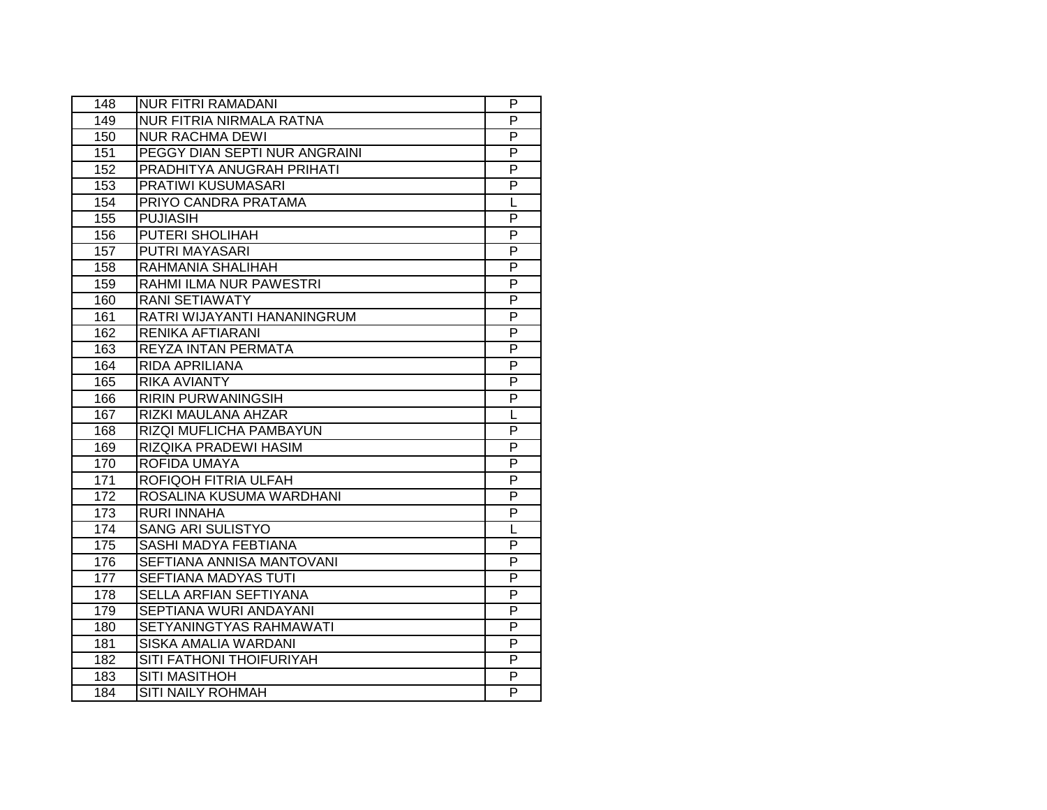| 148 | NUR FITRI RAMADANI | P |
|---|---|---|
| 149 | NUR FITRIA NIRMALA RATNA | P |
| 150 | NUR RACHMA DEWI | P |
| 151 | PEGGY DIAN SEPTI NUR ANGRAINI | P |
| 152 | PRADHITYA ANUGRAH PRIHATI | P |
| 153 | PRATIWI KUSUMASARI | P |
| 154 | PRIYO CANDRA PRATAMA | L |
| 155 | PUJIASIH | P |
| 156 | PUTERI SHOLIHAH | P |
| 157 | PUTRI MAYASARI | P |
| 158 | RAHMANIA SHALIHAH | P |
| 159 | RAHMI ILMA NUR PAWESTRI | P |
| 160 | RANI SETIAWATY | P |
| 161 | RATRI WIJAYANTI HANANINGRUM | P |
| 162 | RENIKA AFTIARANI | P |
| 163 | REYZA INTAN PERMATA | P |
| 164 | RIDA APRILIANA | P |
| 165 | RIKA AVIANTY | P |
| 166 | RIRIN PURWANINGSIH | P |
| 167 | RIZKI MAULANA AHZAR | L |
| 168 | RIZQI MUFLICHA PAMBAYUN | P |
| 169 | RIZQIKA PRADEWI HASIM | P |
| 170 | ROFIDA UMAYA | P |
| 171 | ROFIQOH FITRIA ULFAH | P |
| 172 | ROSALINA KUSUMA WARDHANI | P |
| 173 | RURI INNAHA | P |
| 174 | SANG ARI SULISTYO | L |
| 175 | SASHI MADYA FEBTIANA | P |
| 176 | SEFTIANA ANNISA MANTOVANI | P |
| 177 | SEFTIANA MADYAS TUTI | P |
| 178 | SELLA ARFIAN SEFTIYANA | P |
| 179 | SEPTIANA WURI ANDAYANI | P |
| 180 | SETYANINGTYAS RAHMAWATI | P |
| 181 | SISKA AMALIA WARDANI | P |
| 182 | SITI FATHONI THOIFURIYAH | P |
| 183 | SITI MASITHOH | P |
| 184 | SITI NAILY ROHMAH | P |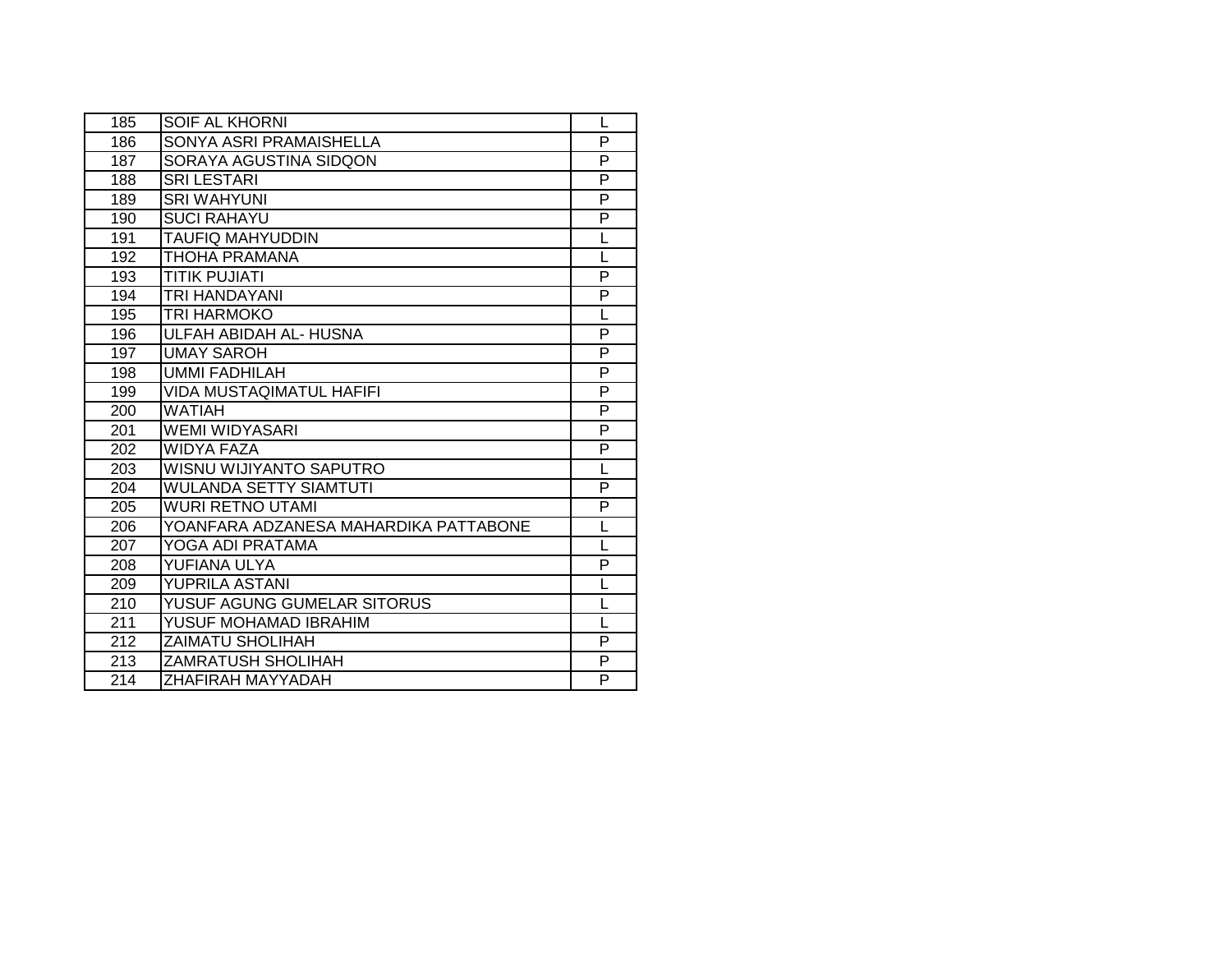| | | |
|---|---|---|
| 185 | SOIF AL KHORNI | L |
| 186 | SONYA ASRI PRAMAISHELLA | P |
| 187 | SORAYA AGUSTINA SIDQON | P |
| 188 | SRI LESTARI | P |
| 189 | SRI WAHYUNI | P |
| 190 | SUCI RAHAYU | P |
| 191 | TAUFIQ MAHYUDDIN | L |
| 192 | THOHA PRAMANA | L |
| 193 | TITIK PUJIATI | P |
| 194 | TRI HANDAYANI | P |
| 195 | TRI HARMOKO | L |
| 196 | ULFAH ABIDAH AL- HUSNA | P |
| 197 | UMAY SAROH | P |
| 198 | UMMI FADHILAH | P |
| 199 | VIDA MUSTAQIMATUL HAFIFI | P |
| 200 | WATIAH | P |
| 201 | WEMI WIDYASARI | P |
| 202 | WIDYA FAZA | P |
| 203 | WISNU WIJIYANTO SAPUTRO | L |
| 204 | WULANDA SETTY SIAMTUTI | P |
| 205 | WURI RETNO UTAMI | P |
| 206 | YOANFARA ADZANESA MAHARDIKA PATTABONE | L |
| 207 | YOGA ADI PRATAMA | L |
| 208 | YUFIANA ULYA | P |
| 209 | YUPRILA ASTANI | L |
| 210 | YUSUF AGUNG GUMELAR SITORUS | L |
| 211 | YUSUF MOHAMAD IBRAHIM | L |
| 212 | ZAIMATU SHOLIHAH | P |
| 213 | ZAMRATUSH SHOLIHAH | P |
| 214 | ZHAFIRAH MAYYADAH | P |